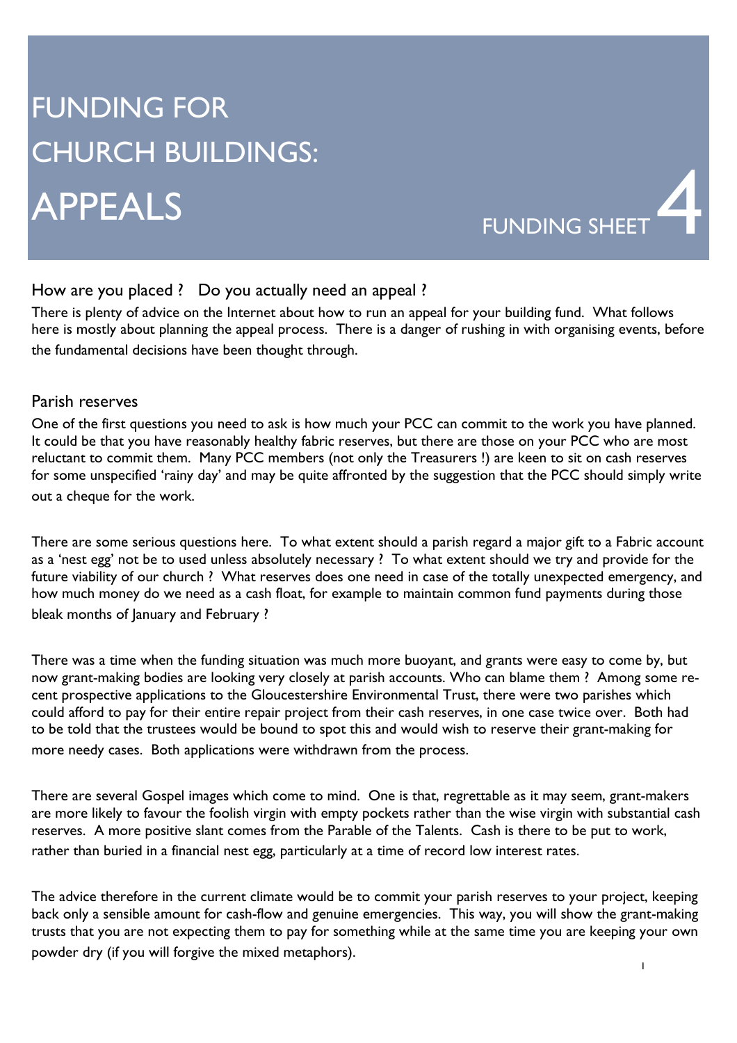# FUNDING FOR CHURCH BUILDINGS: APPEALS

FUNDING SHEET 4

## How are you placed ? Do you actually need an appeal ?

There is plenty of advice on the Internet about how to run an appeal for your building fund. What follows here is mostly about planning the appeal process. There is a danger of rushing in with organising events, before the fundamental decisions have been thought through.

## Parish reserves

One of the first questions you need to ask is how much your PCC can commit to the work you have planned. It could be that you have reasonably healthy fabric reserves, but there are those on your PCC who are most reluctant to commit them. Many PCC members (not only the Treasurers !) are keen to sit on cash reserves for some unspecified 'rainy day' and may be quite affronted by the suggestion that the PCC should simply write out a cheque for the work.

There are some serious questions here. To what extent should a parish regard a major gift to a Fabric account as a 'nest egg' not be to used unless absolutely necessary ? To what extent should we try and provide for the future viability of our church ? What reserves does one need in case of the totally unexpected emergency, and how much money do we need as a cash float, for example to maintain common fund payments during those bleak months of January and February ?

There was a time when the funding situation was much more buoyant, and grants were easy to come by, but now grant-making bodies are looking very closely at parish accounts. Who can blame them ? Among some recent prospective applications to the Gloucestershire Environmental Trust, there were two parishes which could afford to pay for their entire repair project from their cash reserves, in one case twice over. Both had to be told that the trustees would be bound to spot this and would wish to reserve their grant-making for more needy cases. Both applications were withdrawn from the process.

There are several Gospel images which come to mind. One is that, regrettable as it may seem, grant-makers are more likely to favour the foolish virgin with empty pockets rather than the wise virgin with substantial cash reserves. A more positive slant comes from the Parable of the Talents. Cash is there to be put to work, rather than buried in a financial nest egg, particularly at a time of record low interest rates.

The advice therefore in the current climate would be to commit your parish reserves to your project, keeping back only a sensible amount for cash-flow and genuine emergencies. This way, you will show the grant-making trusts that you are not expecting them to pay for something while at the same time you are keeping your own powder dry (if you will forgive the mixed metaphors).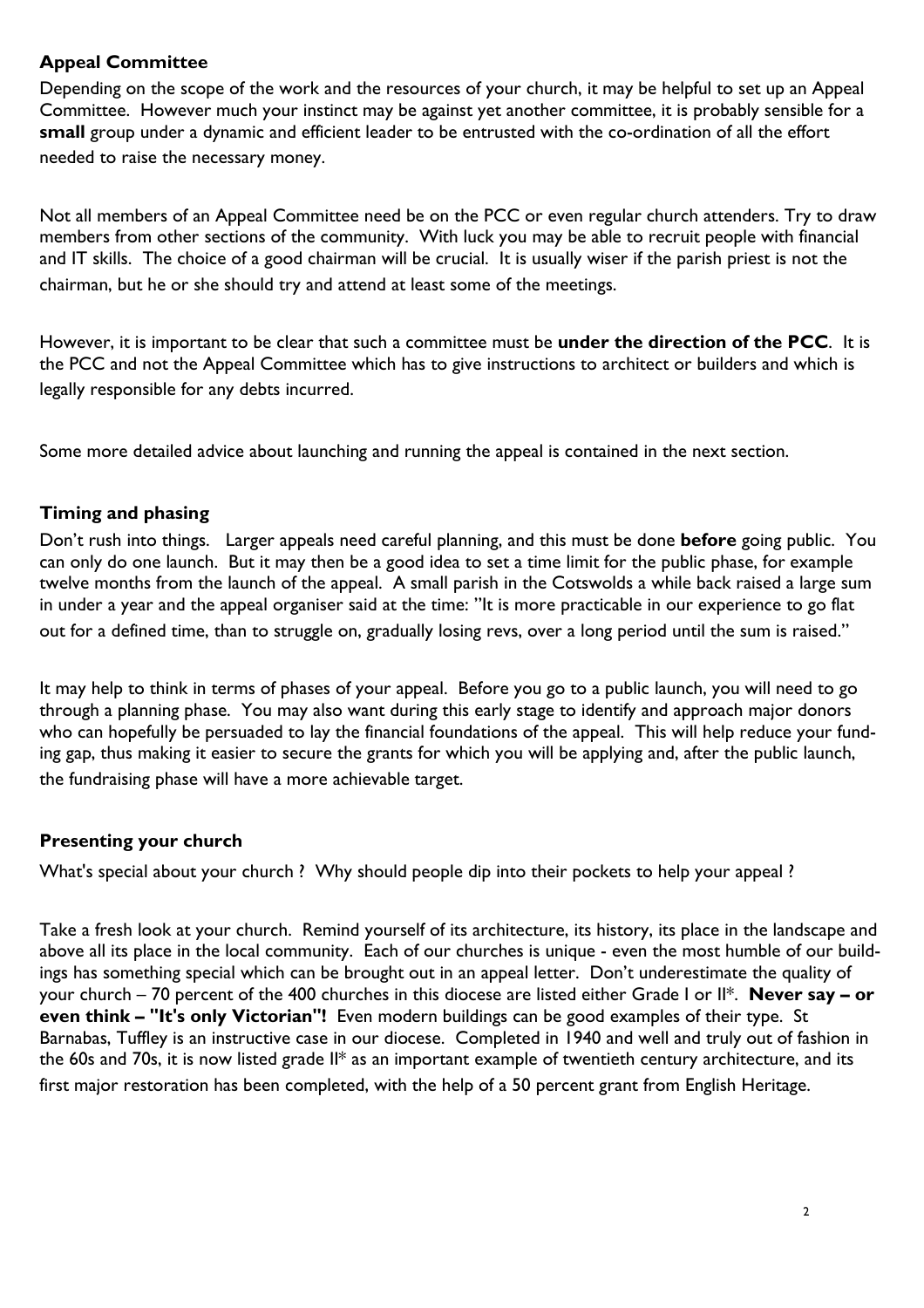## Appeal Committee

Depending on the scope of the work and the resources of your church, it may be helpful to set up an Appeal Committee. However much your instinct may be against yet another committee, it is probably sensible for a **small** group under a dynamic and efficient leader to be entrusted with the co-ordination of all the effort needed to raise the necessary money.

Not all members of an Appeal Committee need be on the PCC or even regular church attenders. Try to draw members from other sections of the community. With luck you may be able to recruit people with financial and IT skills. The choice of a good chairman will be crucial. It is usually wiser if the parish priest is not the chairman, but he or she should try and attend at least some of the meetings.

However, it is important to be clear that such a committee must be **under the direction of the PCC**. It is the PCC and not the Appeal Committee which has to give instructions to architect or builders and which is legally responsible for any debts incurred.

Some more detailed advice about launching and running the appeal is contained in the next section.

## Timing and phasing

Don't rush into things. Larger appeals need careful planning, and this must be done **before** going public. You can only do one launch. But it may then be a good idea to set a time limit for the public phase, for example twelve months from the launch of the appeal. A small parish in the Cotswolds a while back raised a large sum in under a year and the appeal organiser said at the time: "It is more practicable in our experience to go flat out for a defined time, than to struggle on, gradually losing revs, over a long period until the sum is raised."

It may help to think in terms of phases of your appeal. Before you go to a public launch, you will need to go through a planning phase. You may also want during this early stage to identify and approach major donors who can hopefully be persuaded to lay the financial foundations of the appeal. This will help reduce your funding gap, thus making it easier to secure the grants for which you will be applying and, after the public launch, the fundraising phase will have a more achievable target.

## Presenting your church

What's special about your church ? Why should people dip into their pockets to help your appeal ?

Take a fresh look at your church. Remind yourself of its architecture, its history, its place in the landscape and above all its place in the local community. Each of our churches is unique - even the most humble of our buildings has something special which can be brought out in an appeal letter. Don't underestimate the quality of your church – 70 percent of the 400 churches in this diocese are listed either Grade I or II*. **Never say – or even think – "It's only Victorian"!** Even modern buildings can be good examples of their type. St Barnabas, Tuffley is an instructive case in our diocese. Completed in 1940 and well and truly out of fashion in the 60s and 70s, it is now listed grade II* as an important example of twentieth century architecture, and its first major restoration has been completed, with the help of a 50 percent grant from English Heritage.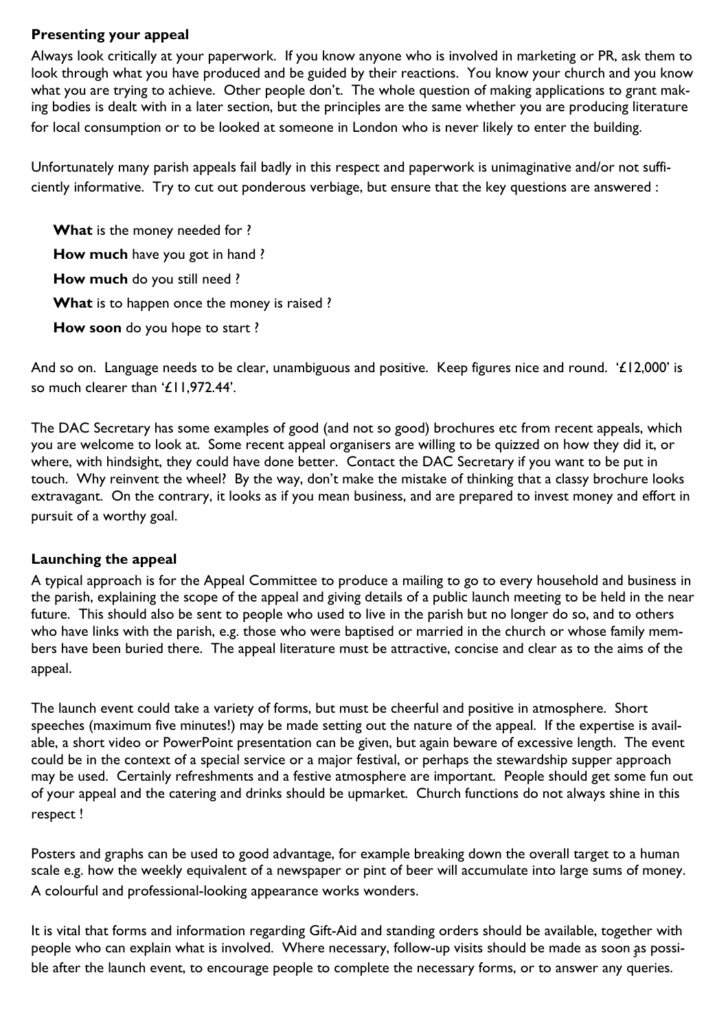### Presenting your appeal

Always look critically at your paperwork. If you know anyone who is involved in marketing or PR, ask them to look through what you have produced and be guided by their reactions. You know your church and you know what you are trying to achieve. Other people don't. The whole question of making applications to grant making bodies is dealt with in a later section, but the principles are the same whether you are producing literature for local consumption or to be looked at someone in London who is never likely to enter the building.

Unfortunately many parish appeals fail badly in this respect and paperwork is unimaginative and/or not sufficiently informative. Try to cut out ponderous verbiage, but ensure that the key questions are answered :

**What** is the money needed for ?

**How much** have you got in hand ?

**How much** do you still need ?

**What** is to happen once the money is raised ?

**How soon** do you hope to start ?

And so on. Language needs to be clear, unambiguous and positive. Keep figures nice and round. '£12,000' is so much clearer than '£11,972.44'.

The DAC Secretary has some examples of good (and not so good) brochures etc from recent appeals, which you are welcome to look at. Some recent appeal organisers are willing to be quizzed on how they did it, or where, with hindsight, they could have done better. Contact the DAC Secretary if you want to be put in touch. Why reinvent the wheel? By the way, don't make the mistake of thinking that a classy brochure looks extravagant. On the contrary, it looks as if you mean business, and are prepared to invest money and effort in pursuit of a worthy goal.

### Launching the appeal

A typical approach is for the Appeal Committee to produce a mailing to go to every household and business in the parish, explaining the scope of the appeal and giving details of a public launch meeting to be held in the near future. This should also be sent to people who used to live in the parish but no longer do so, and to others who have links with the parish, e.g. those who were baptised or married in the church or whose family members have been buried there. The appeal literature must be attractive, concise and clear as to the aims of the appeal.

The launch event could take a variety of forms, but must be cheerful and positive in atmosphere. Short speeches (maximum five minutes!) may be made setting out the nature of the appeal. If the expertise is available, a short video or PowerPoint presentation can be given, but again beware of excessive length. The event could be in the context of a special service or a major festival, or perhaps the stewardship supper approach may be used. Certainly refreshments and a festive atmosphere are important. People should get some fun out of your appeal and the catering and drinks should be upmarket. Church functions do not always shine in this respect !

Posters and graphs can be used to good advantage, for example breaking down the overall target to a human scale e.g. how the weekly equivalent of a newspaper or pint of beer will accumulate into large sums of money. A colourful and professional-looking appearance works wonders.

It is vital that forms and information regarding Gift-Aid and standing orders should be available, together with people who can explain what is involved. Where necessary, follow-up visits should be made as soon as possible after the launch event, to encourage people to complete the necessary forms, or to answer any queries.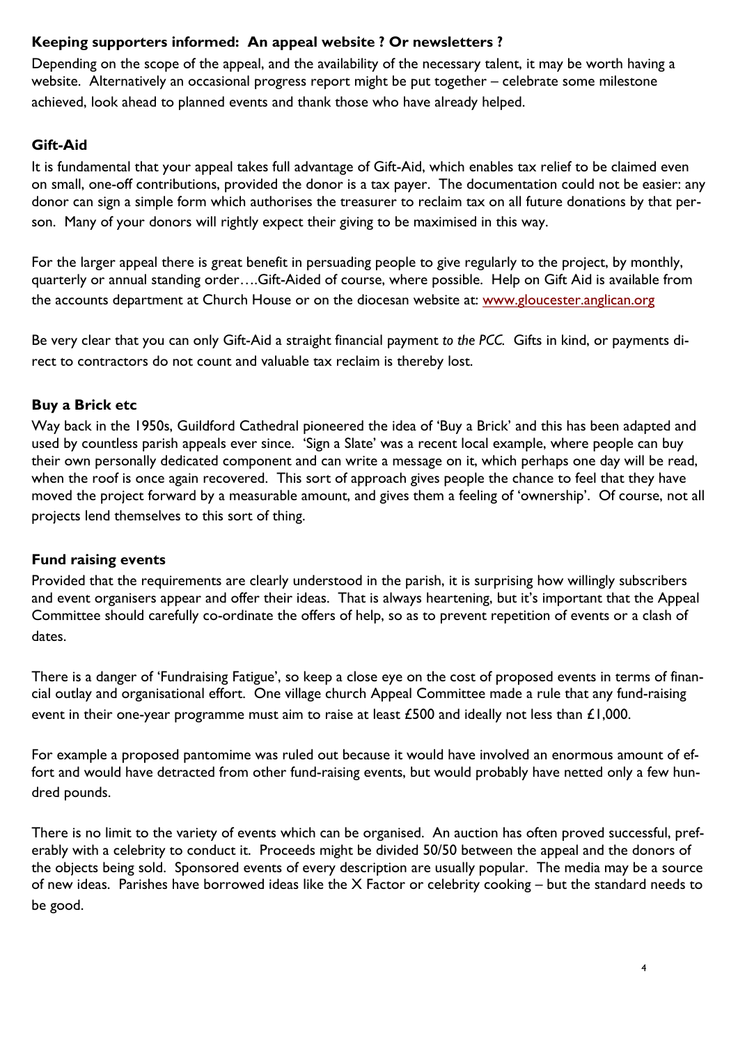### Keeping supporters informed: An appeal website ? Or newsletters ?

Depending on the scope of the appeal, and the availability of the necessary talent, it may be worth having a website. Alternatively an occasional progress report might be put together – celebrate some milestone achieved, look ahead to planned events and thank those who have already helped.

### Gift-Aid

It is fundamental that your appeal takes full advantage of Gift-Aid, which enables tax relief to be claimed even on small, one-off contributions, provided the donor is a tax payer. The documentation could not be easier: any donor can sign a simple form which authorises the treasurer to reclaim tax on all future donations by that person. Many of your donors will rightly expect their giving to be maximised in this way.

For the larger appeal there is great benefit in persuading people to give regularly to the project, by monthly, quarterly or annual standing order….Gift-Aided of course, where possible. Help on Gift Aid is available from the accounts department at Church House or on the diocesan website at: [www.gloucester.anglican.org](http://www.gloucester.anglican.org)

Be very clear that you can only Gift-Aid a straight financial payment *to the PCC.* Gifts in kind, or payments direct to contractors do not count and valuable tax reclaim is thereby lost.

### Buy a Brick etc

Way back in the 1950s, Guildford Cathedral pioneered the idea of 'Buy a Brick' and this has been adapted and used by countless parish appeals ever since. 'Sign a Slate' was a recent local example, where people can buy their own personally dedicated component and can write a message on it, which perhaps one day will be read, when the roof is once again recovered. This sort of approach gives people the chance to feel that they have moved the project forward by a measurable amount, and gives them a feeling of 'ownership'. Of course, not all projects lend themselves to this sort of thing.

### Fund raising events

Provided that the requirements are clearly understood in the parish, it is surprising how willingly subscribers and event organisers appear and offer their ideas. That is always heartening, but it's important that the Appeal Committee should carefully co-ordinate the offers of help, so as to prevent repetition of events or a clash of dates.

There is a danger of 'Fundraising Fatigue', so keep a close eye on the cost of proposed events in terms of financial outlay and organisational effort. One village church Appeal Committee made a rule that any fund-raising event in their one-year programme must aim to raise at least £500 and ideally not less than £1,000.

For example a proposed pantomime was ruled out because it would have involved an enormous amount of effort and would have detracted from other fund-raising events, but would probably have netted only a few hundred pounds.

There is no limit to the variety of events which can be organised. An auction has often proved successful, preferably with a celebrity to conduct it. Proceeds might be divided 50/50 between the appeal and the donors of the objects being sold. Sponsored events of every description are usually popular. The media may be a source of new ideas. Parishes have borrowed ideas like the X Factor or celebrity cooking – but the standard needs to be good.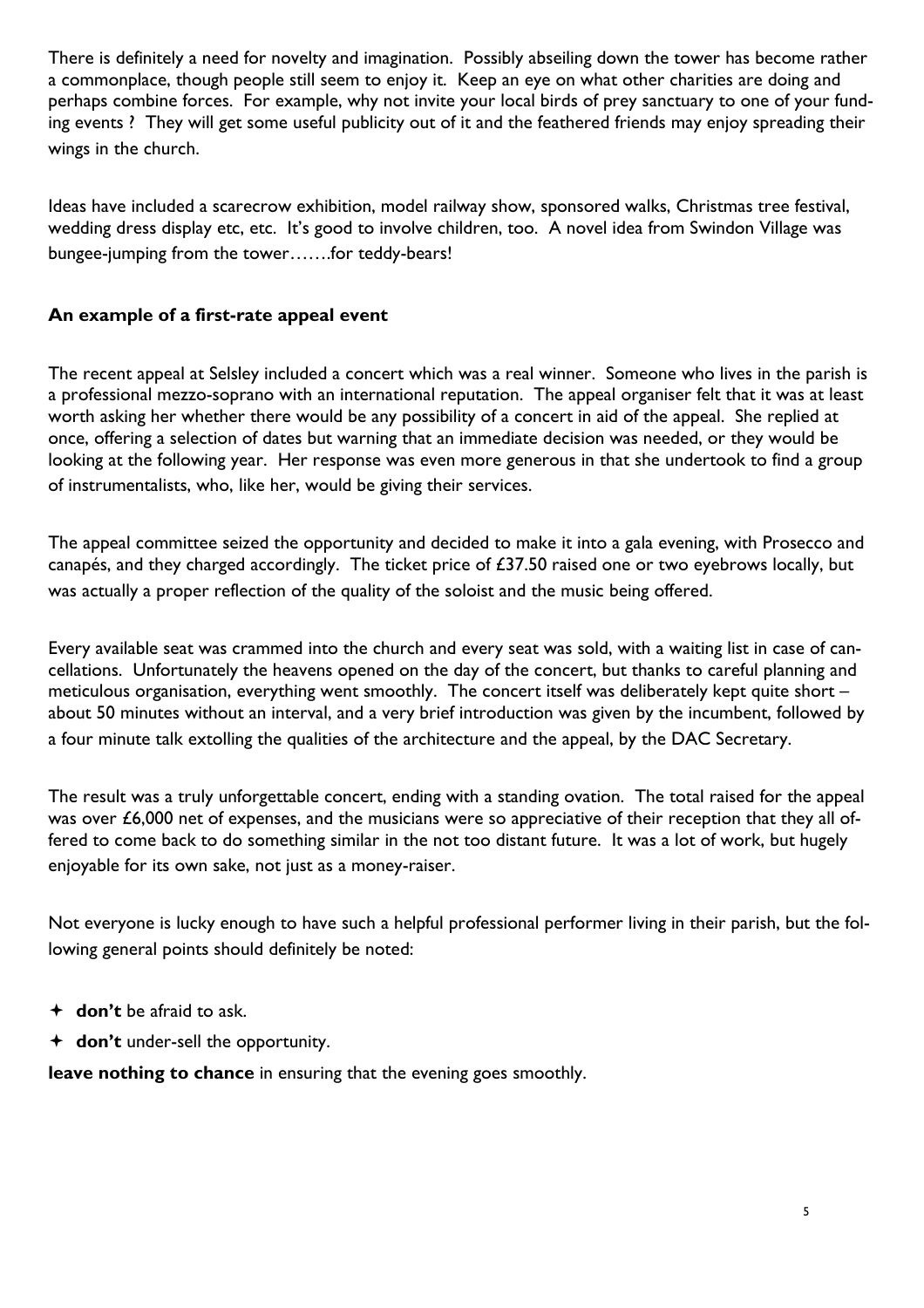There is definitely a need for novelty and imagination. Possibly abseiling down the tower has become rather a commonplace, though people still seem to enjoy it. Keep an eye on what other charities are doing and perhaps combine forces. For example, why not invite your local birds of prey sanctuary to one of your funding events ? They will get some useful publicity out of it and the feathered friends may enjoy spreading their wings in the church.

Ideas have included a scarecrow exhibition, model railway show, sponsored walks, Christmas tree festival, wedding dress display etc, etc. It's good to involve children, too. A novel idea from Swindon Village was bungee-jumping from the tower…….for teddy-bears!

### An example of a first-rate appeal event

The recent appeal at Selsley included a concert which was a real winner. Someone who lives in the parish is a professional mezzo-soprano with an international reputation. The appeal organiser felt that it was at least worth asking her whether there would be any possibility of a concert in aid of the appeal. She replied at once, offering a selection of dates but warning that an immediate decision was needed, or they would be looking at the following year. Her response was even more generous in that she undertook to find a group of instrumentalists, who, like her, would be giving their services.

The appeal committee seized the opportunity and decided to make it into a gala evening, with Prosecco and canapés, and they charged accordingly. The ticket price of £37.50 raised one or two eyebrows locally, but was actually a proper reflection of the quality of the soloist and the music being offered.

Every available seat was crammed into the church and every seat was sold, with a waiting list in case of cancellations. Unfortunately the heavens opened on the day of the concert, but thanks to careful planning and meticulous organisation, everything went smoothly. The concert itself was deliberately kept quite short – about 50 minutes without an interval, and a very brief introduction was given by the incumbent, followed by a four minute talk extolling the qualities of the architecture and the appeal, by the DAC Secretary.

The result was a truly unforgettable concert, ending with a standing ovation. The total raised for the appeal was over £6,000 net of expenses, and the musicians were so appreciative of their reception that they all offered to come back to do something similar in the not too distant future. It was a lot of work, but hugely enjoyable for its own sake, not just as a money-raiser.

Not everyone is lucky enough to have such a helpful professional performer living in their parish, but the following general points should definitely be noted:

- **don't** be afraid to ask.
- **don't** under-sell the opportunity.

**leave nothing to chance** in ensuring that the evening goes smoothly.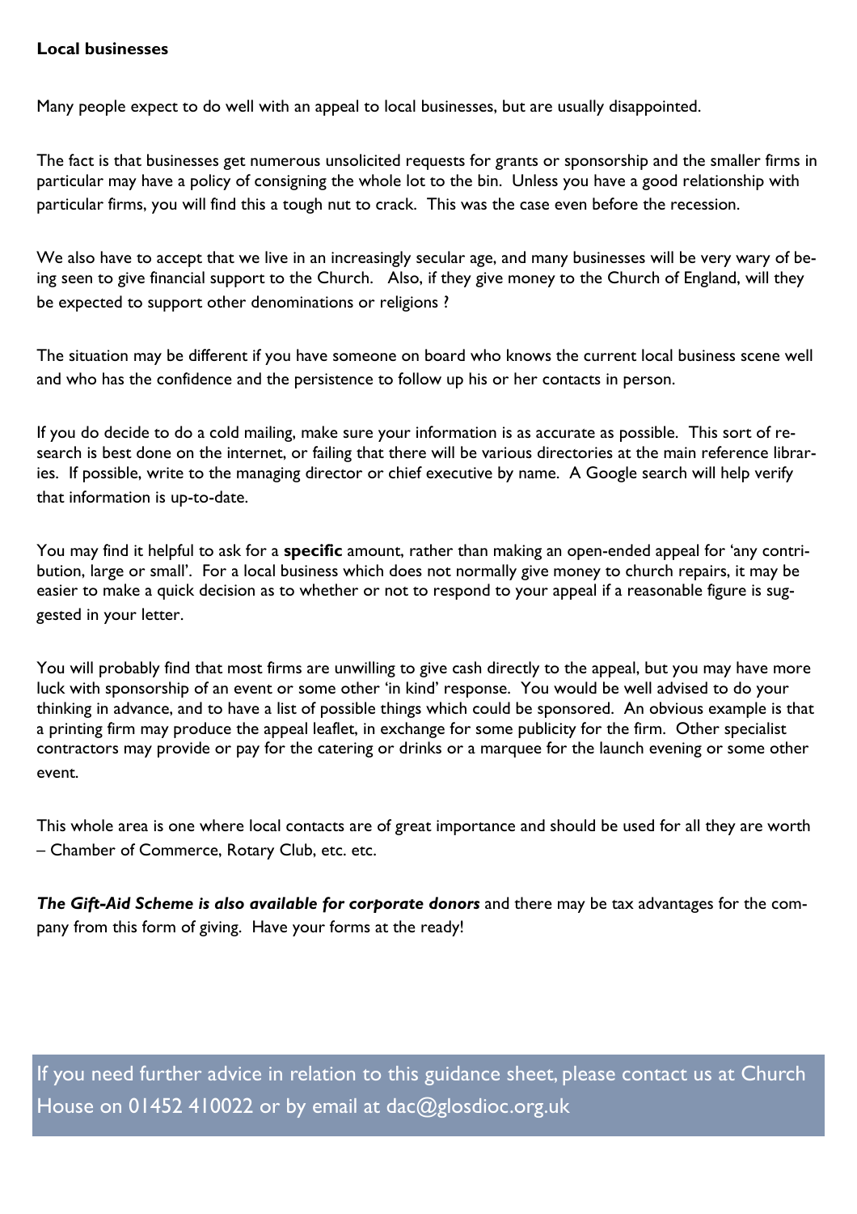**Local businesses**

Many people expect to do well with an appeal to local businesses, but are usually disappointed.

The fact is that businesses get numerous unsolicited requests for grants or sponsorship and the smaller firms in particular may have a policy of consigning the whole lot to the bin. Unless you have a good relationship with particular firms, you will find this a tough nut to crack. This was the case even before the recession.

We also have to accept that we live in an increasingly secular age, and many businesses will be very wary of being seen to give financial support to the Church. Also, if they give money to the Church of England, will they be expected to support other denominations or religions ?

The situation may be different if you have someone on board who knows the current local business scene well and who has the confidence and the persistence to follow up his or her contacts in person.

If you do decide to do a cold mailing, make sure your information is as accurate as possible. This sort of research is best done on the internet, or failing that there will be various directories at the main reference libraries. If possible, write to the managing director or chief executive by name. A Google search will help verify that information is up-to-date.

You may find it helpful to ask for a **specific** amount, rather than making an open-ended appeal for 'any contribution, large or small'. For a local business which does not normally give money to church repairs, it may be easier to make a quick decision as to whether or not to respond to your appeal if a reasonable figure is suggested in your letter.

You will probably find that most firms are unwilling to give cash directly to the appeal, but you may have more luck with sponsorship of an event or some other 'in kind' response. You would be well advised to do your thinking in advance, and to have a list of possible things which could be sponsored. An obvious example is that a printing firm may produce the appeal leaflet, in exchange for some publicity for the firm. Other specialist contractors may provide or pay for the catering or drinks or a marquee for the launch evening or some other event.

This whole area is one where local contacts are of great importance and should be used for all they are worth – Chamber of Commerce, Rotary Club, etc. etc.

***The Gift-Aid Scheme is also available for corporate donors*** and there may be tax advantages for the company from this form of giving. Have your forms at the ready!

If you need further advice in relation to this guidance sheet, please contact us at Church House on 01452 410022 or by email at dac@glosdioc.org.uk